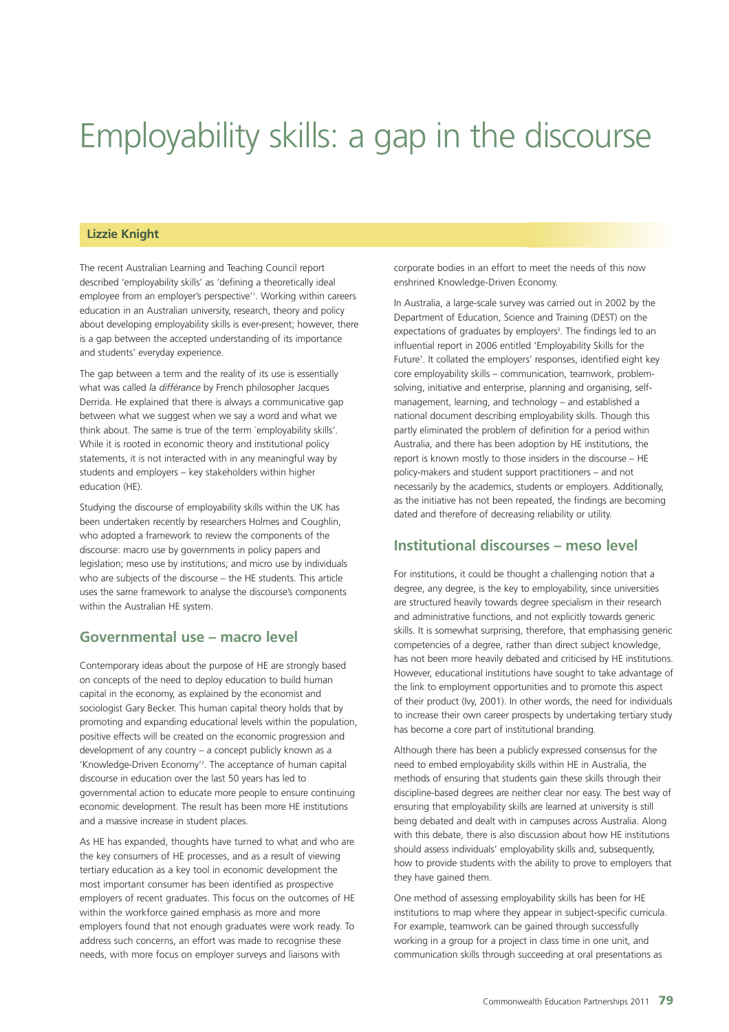# Employability skills: a gap in the discourse

**Lizzie Knight**

The recent Australian Learning and Teaching Council report described 'employability skills' as 'defining a theoretically ideal employee from an employer's perspective'[1]. Working within careers education in an Australian university, research, theory and policy about developing employability skills is ever-present; however, there is a gap between the accepted understanding of its importance and students' everyday experience.

The gap between a term and the reality of its use is essentially what was called *la différance* by French philosopher Jacques Derrida. He explained that there is always a communicative gap between what we suggest when we say a word and what we think about. The same is true of the term `employability skills'. While it is rooted in economic theory and institutional policy statements, it is not interacted with in any meaningful way by students and employers – key stakeholders within higher education (HE).

Studying the discourse of employability skills within the UK has been undertaken recently by researchers Holmes and Coughlin, who adopted a framework to review the components of the discourse: macro use by governments in policy papers and legislation; meso use by institutions; and micro use by individuals who are subjects of the discourse – the HE students. This article uses the same framework to analyse the discourse's components within the Australian HE system.

## Governmental use – macro level

Contemporary ideas about the purpose of HE are strongly based on concepts of the need to deploy education to build human capital in the economy, as explained by the economist and sociologist Gary Becker. This human capital theory holds that by promoting and expanding educational levels within the population, positive effects will be created on the economic progression and development of any country – a concept publicly known as a 'Knowledge-Driven Economy'[2]. The acceptance of human capital discourse in education over the last 50 years has led to governmental action to educate more people to ensure continuing economic development. The result has been more HE institutions and a massive increase in student places.

As HE has expanded, thoughts have turned to what and who are the key consumers of HE processes, and as a result of viewing tertiary education as a key tool in economic development the most important consumer has been identified as prospective employers of recent graduates. This focus on the outcomes of HE within the workforce gained emphasis as more and more employers found that not enough graduates were work ready. To address such concerns, an effort was made to recognise these needs, with more focus on employer surveys and liaisons with corporate bodies in an effort to meet the needs of this now enshrined Knowledge-Driven Economy.

In Australia, a large-scale survey was carried out in 2002 by the Department of Education, Science and Training (DEST) on the expectations of graduates by employers[3]. The findings led to an influential report in 2006 entitled 'Employability Skills for the Future'. It collated the employers' responses, identified eight key core employability skills – communication, teamwork, problem-solving, initiative and enterprise, planning and organising, self-management, learning, and technology – and established a national document describing employability skills. Though this partly eliminated the problem of definition for a period within Australia, and there has been adoption by HE institutions, the report is known mostly to those insiders in the discourse – HE policy-makers and student support practitioners – and not necessarily by the academics, students or employers. Additionally, as the initiative has not been repeated, the findings are becoming dated and therefore of decreasing reliability or utility.

## Institutional discourses – meso level

For institutions, it could be thought a challenging notion that a degree, any degree, is the key to employability, since universities are structured heavily towards degree specialism in their research and administrative functions, and not explicitly towards generic skills. It is somewhat surprising, therefore, that emphasising generic competencies of a degree, rather than direct subject knowledge, has not been more heavily debated and criticised by HE institutions. However, educational institutions have sought to take advantage of the link to employment opportunities and to promote this aspect of their product (Ivy, 2001). In other words, the need for individuals to increase their own career prospects by undertaking tertiary study has become a core part of institutional branding.

Although there has been a publicly expressed consensus for the need to embed employability skills within HE in Australia, the methods of ensuring that students gain these skills through their discipline-based degrees are neither clear nor easy. The best way of ensuring that employability skills are learned at university is still being debated and dealt with in campuses across Australia. Along with this debate, there is also discussion about how HE institutions should assess individuals' employability skills and, subsequently, how to provide students with the ability to prove to employers that they have gained them.

One method of assessing employability skills has been for HE institutions to map where they appear in subject-specific curricula. For example, teamwork can be gained through successfully working in a group for a project in class time in one unit, and communication skills through succeeding at oral presentations as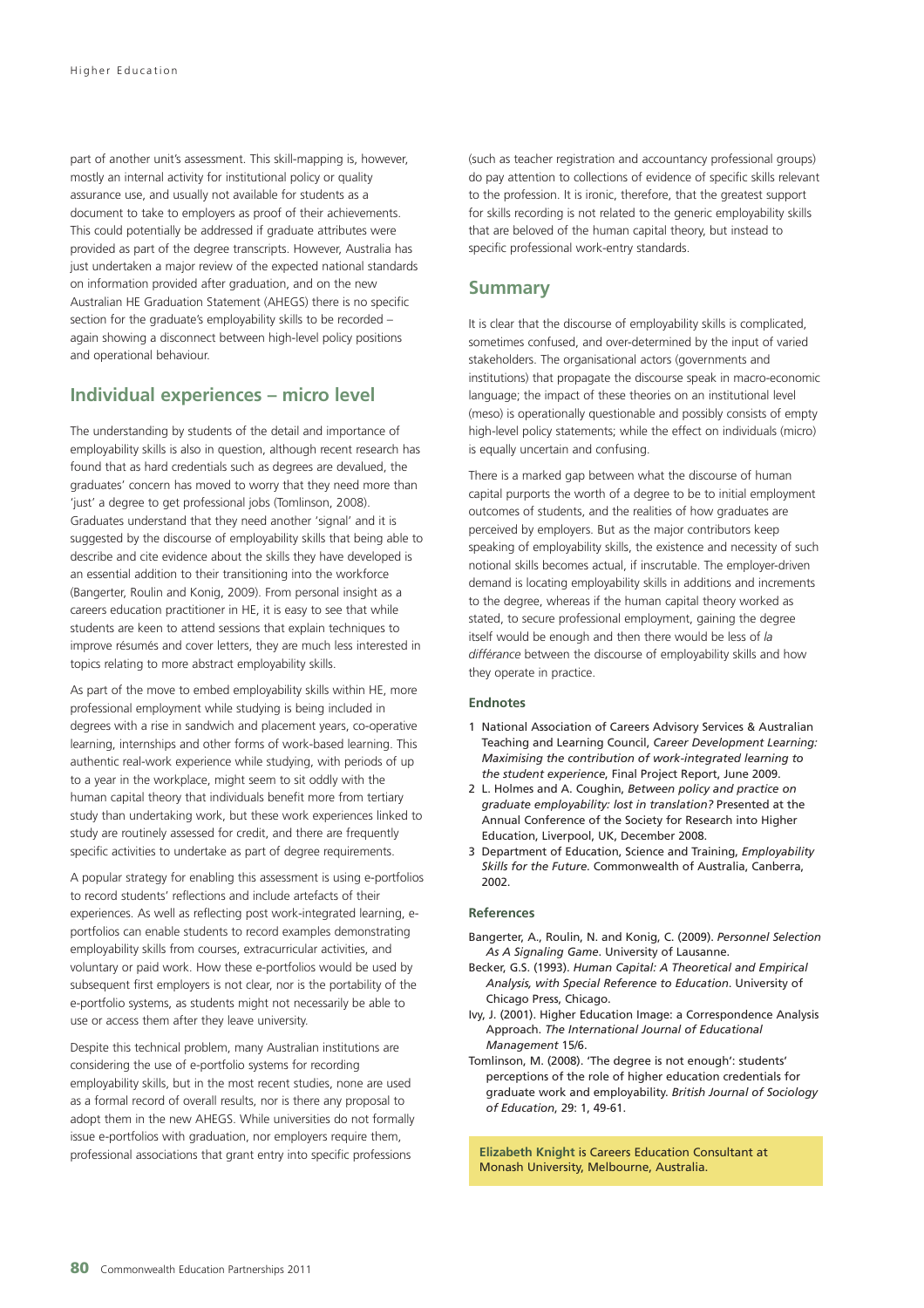part of another unit's assessment. This skill-mapping is, however, mostly an internal activity for institutional policy or quality assurance use, and usually not available for students as a document to take to employers as proof of their achievements. This could potentially be addressed if graduate attributes were provided as part of the degree transcripts. However, Australia has just undertaken a major review of the expected national standards on information provided after graduation, and on the new Australian HE Graduation Statement (AHEGS) there is no specific section for the graduate's employability skills to be recorded – again showing a disconnect between high-level policy positions and operational behaviour.

## Individual experiences – micro level

The understanding by students of the detail and importance of employability skills is also in question, although recent research has found that as hard credentials such as degrees are devalued, the graduates' concern has moved to worry that they need more than 'just' a degree to get professional jobs (Tomlinson, 2008). Graduates understand that they need another 'signal' and it is suggested by the discourse of employability skills that being able to describe and cite evidence about the skills they have developed is an essential addition to their transitioning into the workforce (Bangerter, Roulin and Konig, 2009). From personal insight as a careers education practitioner in HE, it is easy to see that while students are keen to attend sessions that explain techniques to improve résumés and cover letters, they are much less interested in topics relating to more abstract employability skills.

As part of the move to embed employability skills within HE, more professional employment while studying is being included in degrees with a rise in sandwich and placement years, co-operative learning, internships and other forms of work-based learning. This authentic real-work experience while studying, with periods of up to a year in the workplace, might seem to sit oddly with the human capital theory that individuals benefit more from tertiary study than undertaking work, but these work experiences linked to study are routinely assessed for credit, and there are frequently specific activities to undertake as part of degree requirements.

A popular strategy for enabling this assessment is using e-portfolios to record students' reflections and include artefacts of their experiences. As well as reflecting post work-integrated learning, e-portfolios can enable students to record examples demonstrating employability skills from courses, extracurricular activities, and voluntary or paid work. How these e-portfolios would be used by subsequent first employers is not clear, nor is the portability of the e-portfolio systems, as students might not necessarily be able to use or access them after they leave university.

Despite this technical problem, many Australian institutions are considering the use of e-portfolio systems for recording employability skills, but in the most recent studies, none are used as a formal record of overall results, nor is there any proposal to adopt them in the new AHEGS. While universities do not formally issue e-portfolios with graduation, nor employers require them, professional associations that grant entry into specific professions (such as teacher registration and accountancy professional groups) do pay attention to collections of evidence of specific skills relevant to the profession. It is ironic, therefore, that the greatest support for skills recording is not related to the generic employability skills that are beloved of the human capital theory, but instead to specific professional work-entry standards.

## Summary

It is clear that the discourse of employability skills is complicated, sometimes confused, and over-determined by the input of varied stakeholders. The organisational actors (governments and institutions) that propagate the discourse speak in macro-economic language; the impact of these theories on an institutional level (meso) is operationally questionable and possibly consists of empty high-level policy statements; while the effect on individuals (micro) is equally uncertain and confusing.

There is a marked gap between what the discourse of human capital purports the worth of a degree to be to initial employment outcomes of students, and the realities of how graduates are perceived by employers. But as the major contributors keep speaking of employability skills, the existence and necessity of such notional skills becomes actual, if inscrutable. The employer-driven demand is locating employability skills in additions and increments to the degree, whereas if the human capital theory worked as stated, to secure professional employment, gaining the degree itself would be enough and then there would be less of *la différance* between the discourse of employability skills and how they operate in practice.

### Endnotes

1. National Association of Careers Advisory Services & Australian Teaching and Learning Council, *Career Development Learning: Maximising the contribution of work-integrated learning to the student experience*, Final Project Report, June 2009.
2. L. Holmes and A. Coughin, *Between policy and practice on graduate employability: lost in translation?* Presented at the Annual Conference of the Society for Research into Higher Education, Liverpool, UK, December 2008.
3. Department of Education, Science and Training, *Employability Skills for the Future*. Commonwealth of Australia, Canberra, 2002.

### References

Bangerter, A., Roulin, N. and Konig, C. (2009). *Personnel Selection As A Signaling Game*. University of Lausanne.

Becker, G.S. (1993). *Human Capital: A Theoretical and Empirical Analysis, with Special Reference to Education*. University of Chicago Press, Chicago.

Ivy, J. (2001). Higher Education Image: a Correspondence Analysis Approach. *The International Journal of Educational Management* 15/6.

Tomlinson, M. (2008). 'The degree is not enough': students' perceptions of the role of higher education credentials for graduate work and employability. *British Journal of Sociology of Education*, 29: 1, 49-61.

**Elizabeth Knight** is Careers Education Consultant at Monash University, Melbourne, Australia.